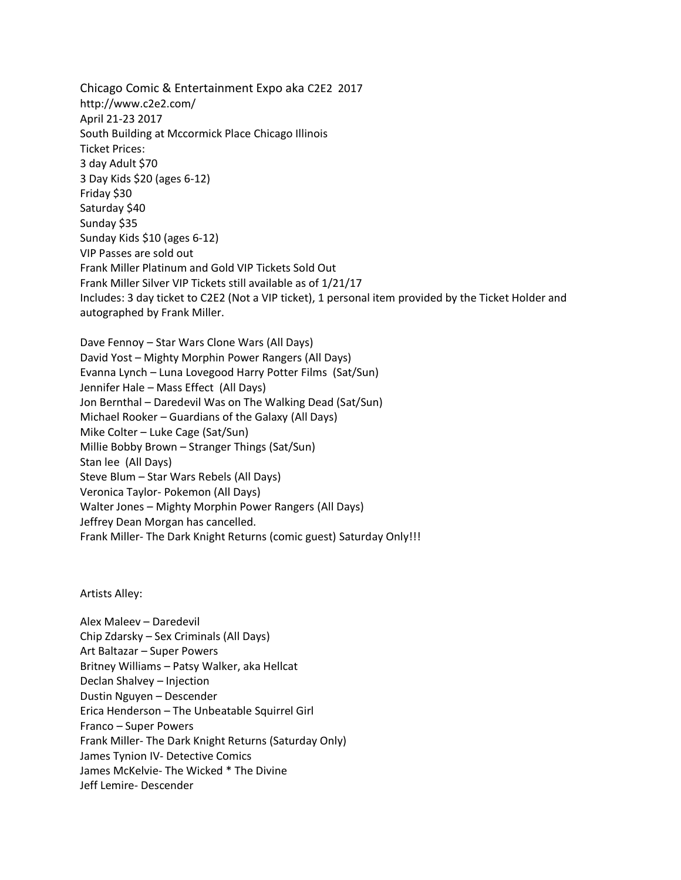Chicago Comic & Entertainment Expo aka C2E2 2017
http://www.c2e2.com/
April 21-23 2017
South Building at Mccormick Place Chicago Illinois
Ticket Prices:
3 day Adult $70
3 Day Kids $20 (ages 6-12)
Friday $30
Saturday $40
Sunday $35
Sunday Kids $10 (ages 6-12)
VIP Passes are sold out
Frank Miller Platinum and Gold VIP Tickets Sold Out
Frank Miller Silver VIP Tickets still available as of 1/21/17
Includes: 3 day ticket to C2E2 (Not a VIP ticket), 1 personal item provided by the Ticket Holder and autographed by Frank Miller.

Dave Fennoy – Star Wars Clone Wars (All Days)
David Yost – Mighty Morphin Power Rangers (All Days)
Evanna Lynch – Luna Lovegood Harry Potter Films (Sat/Sun)
Jennifer Hale – Mass Effect (All Days)
Jon Bernthal – Daredevil Was on The Walking Dead (Sat/Sun)
Michael Rooker – Guardians of the Galaxy (All Days)
Mike Colter – Luke Cage (Sat/Sun)
Millie Bobby Brown – Stranger Things (Sat/Sun)
Stan lee (All Days)
Steve Blum – Star Wars Rebels (All Days)
Veronica Taylor- Pokemon (All Days)
Walter Jones – Mighty Morphin Power Rangers (All Days)
Jeffrey Dean Morgan has cancelled.
Frank Miller- The Dark Knight Returns (comic guest) Saturday Only!!!

Artists Alley:

Alex Maleev – Daredevil
Chip Zdarsky – Sex Criminals (All Days)
Art Baltazar – Super Powers
Britney Williams – Patsy Walker, aka Hellcat
Declan Shalvey – Injection
Dustin Nguyen – Descender
Erica Henderson – The Unbeatable Squirrel Girl
Franco – Super Powers
Frank Miller- The Dark Knight Returns (Saturday Only)
James Tynion IV- Detective Comics
James McKelvie- The Wicked * The Divine
Jeff Lemire- Descender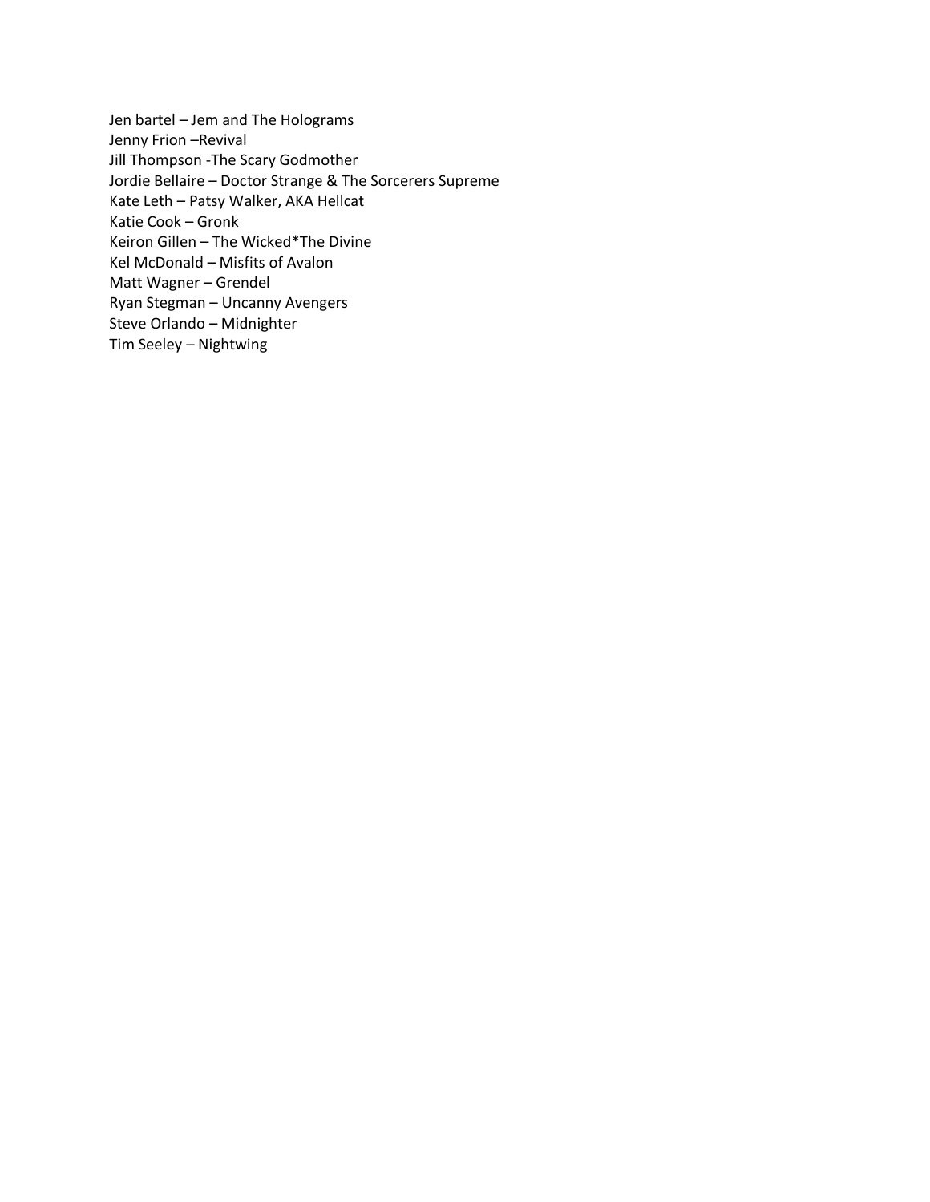Jen bartel – Jem and The Holograms
Jenny Frion –Revival
Jill Thompson -The Scary Godmother
Jordie Bellaire – Doctor Strange & The Sorcerers Supreme
Kate Leth – Patsy Walker, AKA Hellcat
Katie Cook – Gronk
Keiron Gillen – The Wicked*The Divine
Kel McDonald – Misfits of Avalon
Matt Wagner – Grendel
Ryan Stegman – Uncanny Avengers
Steve Orlando – Midnighter
Tim Seeley – Nightwing